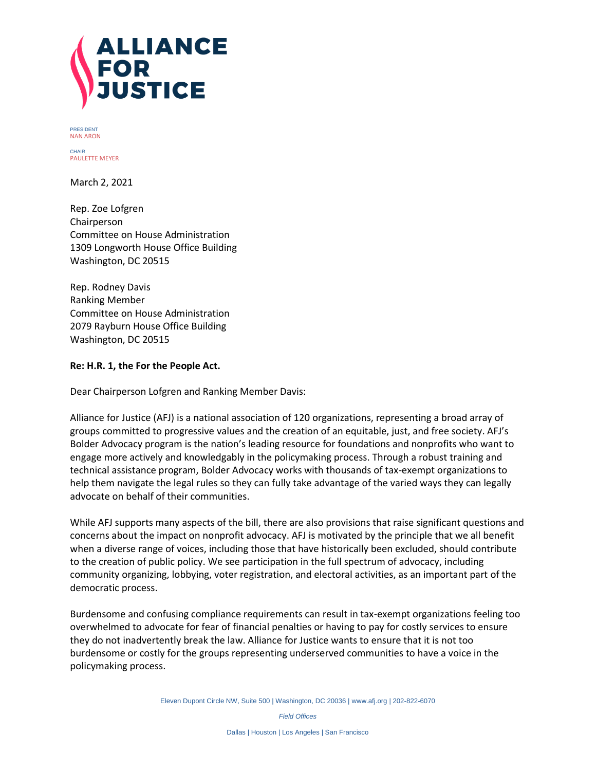# ALLIANCE FOR JUSTICE

PRESIDENT
NAN ARON

CHAIR
PAULETTE MEYER

March 2, 2021

Rep. Zoe Lofgren
Chairperson
Committee on House Administration
1309 Longworth House Office Building
Washington, DC 20515

Rep. Rodney Davis
Ranking Member
Committee on House Administration
2079 Rayburn House Office Building
Washington, DC 20515

**Re: H.R. 1, the For the People Act.**

Dear Chairperson Lofgren and Ranking Member Davis:

Alliance for Justice (AFJ) is a national association of 120 organizations, representing a broad array of groups committed to progressive values and the creation of an equitable, just, and free society. AFJ's Bolder Advocacy program is the nation's leading resource for foundations and nonprofits who want to engage more actively and knowledgably in the policymaking process. Through a robust training and technical assistance program, Bolder Advocacy works with thousands of tax-exempt organizations to help them navigate the legal rules so they can fully take advantage of the varied ways they can legally advocate on behalf of their communities.

While AFJ supports many aspects of the bill, there are also provisions that raise significant questions and concerns about the impact on nonprofit advocacy. AFJ is motivated by the principle that we all benefit when a diverse range of voices, including those that have historically been excluded, should contribute to the creation of public policy. We see participation in the full spectrum of advocacy, including community organizing, lobbying, voter registration, and electoral activities, as an important part of the democratic process.

Burdensome and confusing compliance requirements can result in tax-exempt organizations feeling too overwhelmed to advocate for fear of financial penalties or having to pay for costly services to ensure they do not inadvertently break the law. Alliance for Justice wants to ensure that it is not too burdensome or costly for the groups representing underserved communities to have a voice in the policymaking process.

Eleven Dupont Circle NW, Suite 500 | Washington, DC 20036 | www.afj.org | 202-822-6070

*Field Offices*

Dallas | Houston | Los Angeles | San Francisco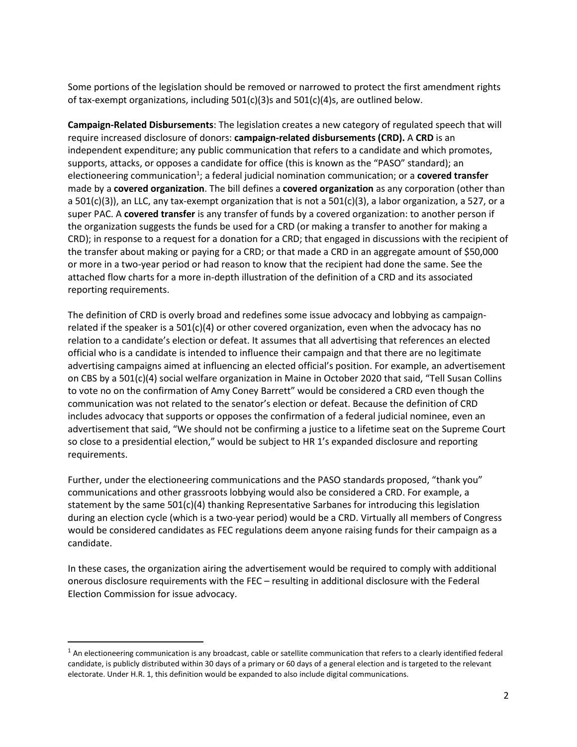Some portions of the legislation should be removed or narrowed to protect the first amendment rights of tax-exempt organizations, including 501(c)(3)s and 501(c)(4)s, are outlined below.

**Campaign-Related Disbursements**: The legislation creates a new category of regulated speech that will require increased disclosure of donors: **campaign-related disbursements (CRD).** A **CRD** is an independent expenditure; any public communication that refers to a candidate and which promotes, supports, attacks, or opposes a candidate for office (this is known as the "PASO" standard); an electioneering communication[1]; a federal judicial nomination communication; or a **covered transfer** made by a **covered organization**. The bill defines a **covered organization** as any corporation (other than a 501(c)(3)), an LLC, any tax-exempt organization that is not a 501(c)(3), a labor organization, a 527, or a super PAC. A **covered transfer** is any transfer of funds by a covered organization: to another person if the organization suggests the funds be used for a CRD (or making a transfer to another for making a CRD); in response to a request for a donation for a CRD; that engaged in discussions with the recipient of the transfer about making or paying for a CRD; or that made a CRD in an aggregate amount of $50,000 or more in a two-year period or had reason to know that the recipient had done the same. See the attached flow charts for a more in-depth illustration of the definition of a CRD and its associated reporting requirements.

The definition of CRD is overly broad and redefines some issue advocacy and lobbying as campaign-related if the speaker is a 501(c)(4) or other covered organization, even when the advocacy has no relation to a candidate's election or defeat. It assumes that all advertising that references an elected official who is a candidate is intended to influence their campaign and that there are no legitimate advertising campaigns aimed at influencing an elected official's position. For example, an advertisement on CBS by a 501(c)(4) social welfare organization in Maine in October 2020 that said, "Tell Susan Collins to vote no on the confirmation of Amy Coney Barrett" would be considered a CRD even though the communication was not related to the senator's election or defeat. Because the definition of CRD includes advocacy that supports or opposes the confirmation of a federal judicial nominee, even an advertisement that said, "We should not be confirming a justice to a lifetime seat on the Supreme Court so close to a presidential election," would be subject to HR 1's expanded disclosure and reporting requirements.

Further, under the electioneering communications and the PASO standards proposed, "thank you" communications and other grassroots lobbying would also be considered a CRD. For example, a statement by the same 501(c)(4) thanking Representative Sarbanes for introducing this legislation during an election cycle (which is a two-year period) would be a CRD. Virtually all members of Congress would be considered candidates as FEC regulations deem anyone raising funds for their campaign as a candidate.

In these cases, the organization airing the advertisement would be required to comply with additional onerous disclosure requirements with the FEC – resulting in additional disclosure with the Federal Election Commission for issue advocacy.

---

[1] An electioneering communication is any broadcast, cable or satellite communication that refers to a clearly identified federal candidate, is publicly distributed within 30 days of a primary or 60 days of a general election and is targeted to the relevant electorate. Under H.R. 1, this definition would be expanded to also include digital communications.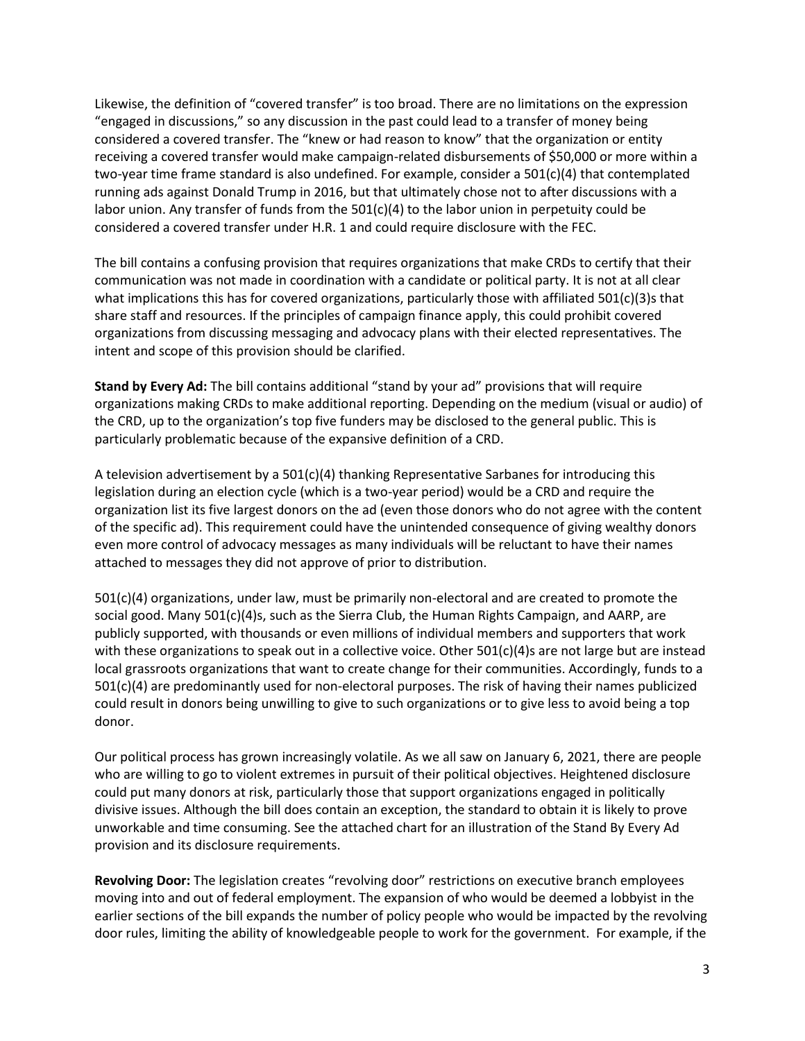Likewise, the definition of "covered transfer" is too broad. There are no limitations on the expression "engaged in discussions," so any discussion in the past could lead to a transfer of money being considered a covered transfer. The "knew or had reason to know" that the organization or entity receiving a covered transfer would make campaign-related disbursements of $50,000 or more within a two-year time frame standard is also undefined. For example, consider a 501(c)(4) that contemplated running ads against Donald Trump in 2016, but that ultimately chose not to after discussions with a labor union. Any transfer of funds from the 501(c)(4) to the labor union in perpetuity could be considered a covered transfer under H.R. 1 and could require disclosure with the FEC.

The bill contains a confusing provision that requires organizations that make CRDs to certify that their communication was not made in coordination with a candidate or political party. It is not at all clear what implications this has for covered organizations, particularly those with affiliated 501(c)(3)s that share staff and resources. If the principles of campaign finance apply, this could prohibit covered organizations from discussing messaging and advocacy plans with their elected representatives. The intent and scope of this provision should be clarified.

**Stand by Every Ad:** The bill contains additional "stand by your ad" provisions that will require organizations making CRDs to make additional reporting. Depending on the medium (visual or audio) of the CRD, up to the organization's top five funders may be disclosed to the general public. This is particularly problematic because of the expansive definition of a CRD.

A television advertisement by a 501(c)(4) thanking Representative Sarbanes for introducing this legislation during an election cycle (which is a two-year period) would be a CRD and require the organization list its five largest donors on the ad (even those donors who do not agree with the content of the specific ad). This requirement could have the unintended consequence of giving wealthy donors even more control of advocacy messages as many individuals will be reluctant to have their names attached to messages they did not approve of prior to distribution.

501(c)(4) organizations, under law, must be primarily non-electoral and are created to promote the social good. Many 501(c)(4)s, such as the Sierra Club, the Human Rights Campaign, and AARP, are publicly supported, with thousands or even millions of individual members and supporters that work with these organizations to speak out in a collective voice. Other 501(c)(4)s are not large but are instead local grassroots organizations that want to create change for their communities. Accordingly, funds to a 501(c)(4) are predominantly used for non-electoral purposes. The risk of having their names publicized could result in donors being unwilling to give to such organizations or to give less to avoid being a top donor.

Our political process has grown increasingly volatile. As we all saw on January 6, 2021, there are people who are willing to go to violent extremes in pursuit of their political objectives. Heightened disclosure could put many donors at risk, particularly those that support organizations engaged in politically divisive issues. Although the bill does contain an exception, the standard to obtain it is likely to prove unworkable and time consuming. See the attached chart for an illustration of the Stand By Every Ad provision and its disclosure requirements.

**Revolving Door:** The legislation creates "revolving door" restrictions on executive branch employees moving into and out of federal employment. The expansion of who would be deemed a lobbyist in the earlier sections of the bill expands the number of policy people who would be impacted by the revolving door rules, limiting the ability of knowledgeable people to work for the government. For example, if the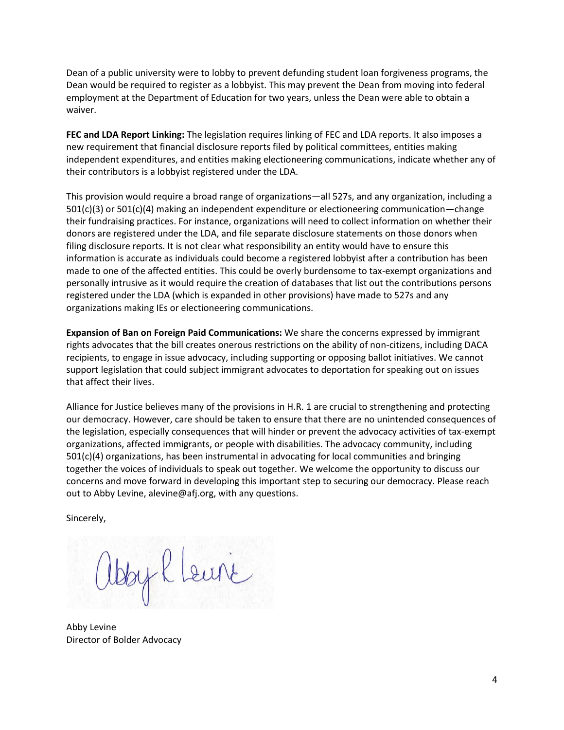Dean of a public university were to lobby to prevent defunding student loan forgiveness programs, the Dean would be required to register as a lobbyist. This may prevent the Dean from moving into federal employment at the Department of Education for two years, unless the Dean were able to obtain a waiver.

**FEC and LDA Report Linking:** The legislation requires linking of FEC and LDA reports. It also imposes a new requirement that financial disclosure reports filed by political committees, entities making independent expenditures, and entities making electioneering communications, indicate whether any of their contributors is a lobbyist registered under the LDA.

This provision would require a broad range of organizations—all 527s, and any organization, including a 501(c)(3) or 501(c)(4) making an independent expenditure or electioneering communication—change their fundraising practices. For instance, organizations will need to collect information on whether their donors are registered under the LDA, and file separate disclosure statements on those donors when filing disclosure reports. It is not clear what responsibility an entity would have to ensure this information is accurate as individuals could become a registered lobbyist after a contribution has been made to one of the affected entities. This could be overly burdensome to tax-exempt organizations and personally intrusive as it would require the creation of databases that list out the contributions persons registered under the LDA (which is expanded in other provisions) have made to 527s and any organizations making IEs or electioneering communications.

**Expansion of Ban on Foreign Paid Communications:** We share the concerns expressed by immigrant rights advocates that the bill creates onerous restrictions on the ability of non-citizens, including DACA recipients, to engage in issue advocacy, including supporting or opposing ballot initiatives. We cannot support legislation that could subject immigrant advocates to deportation for speaking out on issues that affect their lives.

Alliance for Justice believes many of the provisions in H.R. 1 are crucial to strengthening and protecting our democracy. However, care should be taken to ensure that there are no unintended consequences of the legislation, especially consequences that will hinder or prevent the advocacy activities of tax-exempt organizations, affected immigrants, or people with disabilities. The advocacy community, including 501(c)(4) organizations, has been instrumental in advocating for local communities and bringing together the voices of individuals to speak out together. We welcome the opportunity to discuss our concerns and move forward in developing this important step to securing our democracy. Please reach out to Abby Levine, alevine@afj.org, with any questions.

Sincerely,

Abby R Levine

Abby Levine
Director of Bolder Advocacy